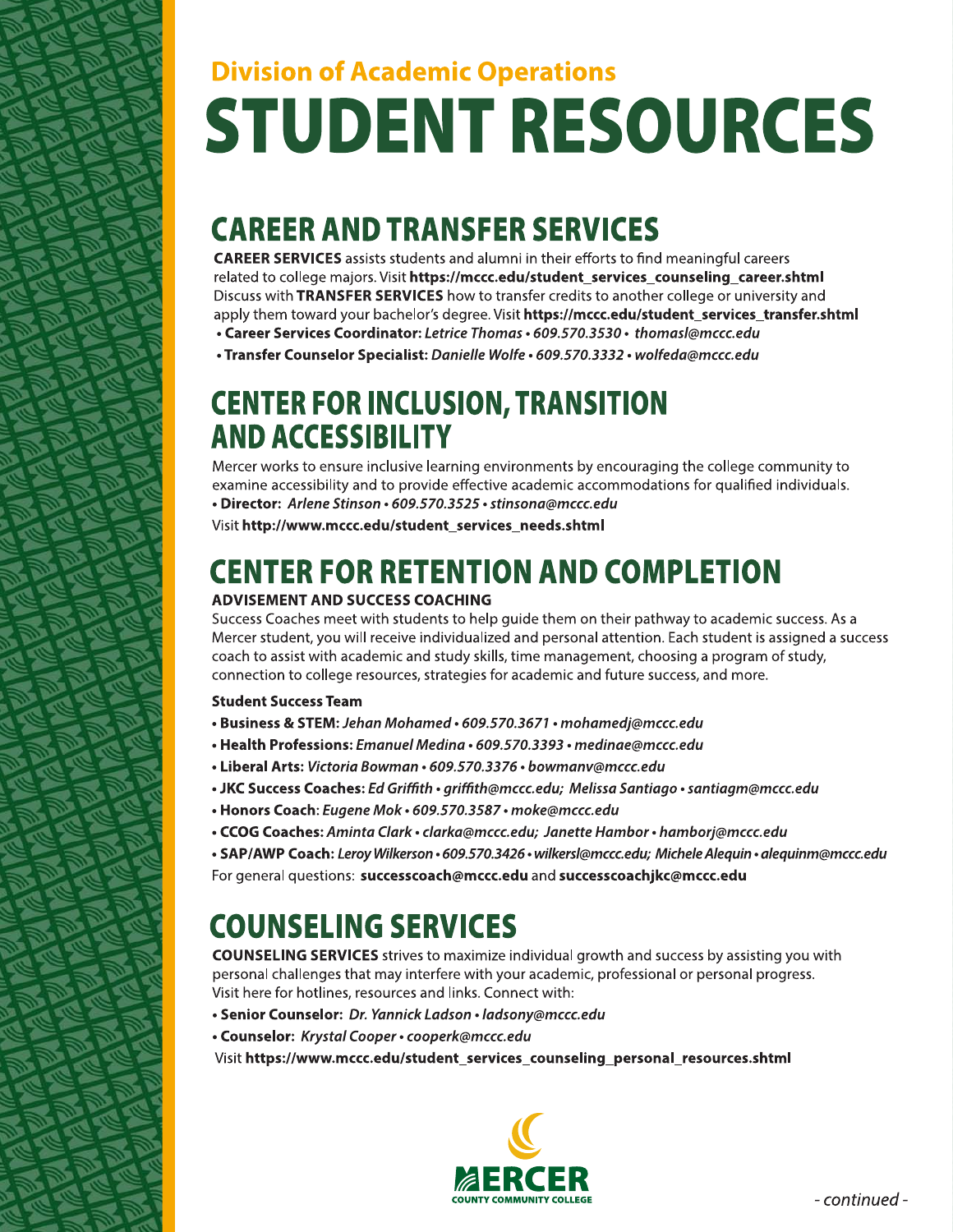**Division of Academic Operations**

# STUDENT RESOURCES

## CAREER AND TRANSFER SERVICES

**CAREER SERVICES** assists students and alumni in their efforts to find meaningful careers related to college majors. Visit **https://mccc.edu/student_services_counseling_career.shtml**
Discuss with **TRANSFER SERVICES** how to transfer credits to another college or university and apply them toward your bachelor's degree. Visit **https://mccc.edu/student_services_transfer.shtml**

- **Career Services Coordinator:** *Letrice Thomas • 609.570.3530 • thomasl@mccc.edu*
- **Transfer Counselor Specialist:** *Danielle Wolfe • 609.570.3332 • wolfeda@mccc.edu*

## CENTER FOR INCLUSION, TRANSITION AND ACCESSIBILITY

Mercer works to ensure inclusive learning environments by encouraging the college community to examine accessibility and to provide effective academic accommodations for qualified individuals.

- **Director:** *Arlene Stinson • 609.570.3525 • stinsona@mccc.edu*

Visit **http://www.mccc.edu/student_services_needs.shtml**

## CENTER FOR RETENTION AND COMPLETION

**ADVISEMENT AND SUCCESS COACHING**

Success Coaches meet with students to help guide them on their pathway to academic success. As a Mercer student, you will receive individualized and personal attention. Each student is assigned a success coach to assist with academic and study skills, time management, choosing a program of study, connection to college resources, strategies for academic and future success, and more.

**Student Success Team**

- **Business & STEM:** *Jehan Mohamed • 609.570.3671 • mohamedj@mccc.edu*
- **Health Professions:** *Emanuel Medina • 609.570.3393 • medinae@mccc.edu*
- **Liberal Arts:** *Victoria Bowman • 609.570.3376 • bowmanv@mccc.edu*
- **JKC Success Coaches:** *Ed Griffith • griffith@mccc.edu; Melissa Santiago • santiagm@mccc.edu*
- **Honors Coach**: *Eugene Mok • 609.570.3587 • moke@mccc.edu*
- **CCOG Coaches:** *Aminta Clark • clarka@mccc.edu; Janette Hambor • hamborj@mccc.edu*
- **SAP/AWP Coach:** *Leroy Wilkerson • 609.570.3426 • wilkersl@mccc.edu; Michele Alequin • alequinm@mccc.edu*

For general questions: **successcoach@mccc.edu** and **successcoachjkc@mccc.edu**

## COUNSELING SERVICES

**COUNSELING SERVICES** strives to maximize individual growth and success by assisting you with personal challenges that may interfere with your academic, professional or personal progress. Visit here for hotlines, resources and links. Connect with:

- **Senior Counselor:** *Dr. Yannick Ladson • ladsony@mccc.edu*
- **Counselor:** *Krystal Cooper • cooperk@mccc.edu*

Visit **https://www.mccc.edu/student_services_counseling_personal_resources.shtml**

MERCER COUNTY COMMUNITY COLLEGE

*- continued -*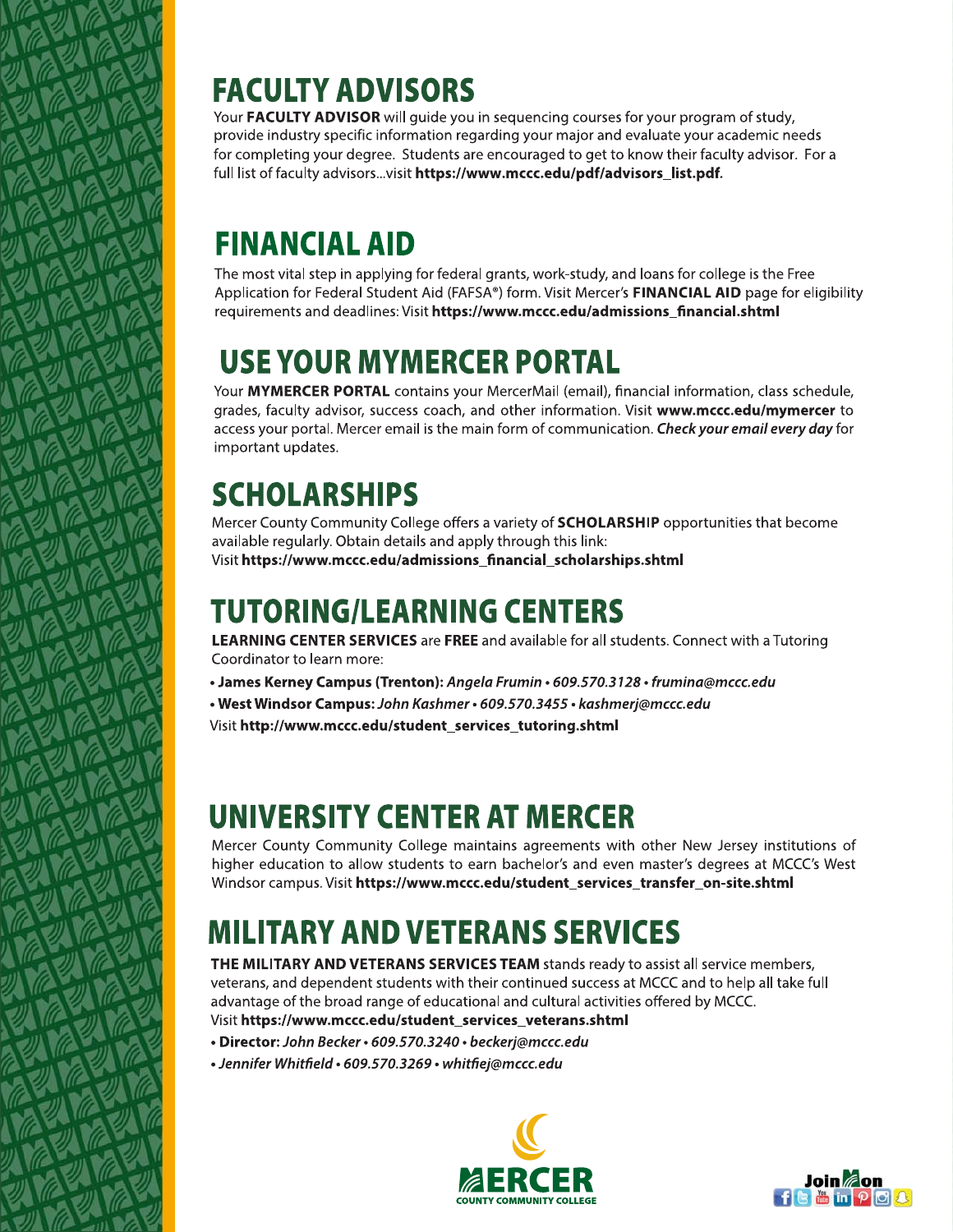## FACULTY ADVISORS

Your **FACULTY ADVISOR** will guide you in sequencing courses for your program of study, provide industry specific information regarding your major and evaluate your academic needs for completing your degree. Students are encouraged to get to know their faculty advisor. For a full list of faculty advisors...visit **https://www.mccc.edu/pdf/advisors_list.pdf.**

## FINANCIAL AID

The most vital step in applying for federal grants, work-study, and loans for college is the Free Application for Federal Student Aid (FAFSA®) form. Visit Mercer's **FINANCIAL AID** page for eligibility requirements and deadlines: Visit **https://www.mccc.edu/admissions_financial.shtml**

## USE YOUR MYMERCER PORTAL

Your **MYMERCER PORTAL** contains your MercerMail (email), financial information, class schedule, grades, faculty advisor, success coach, and other information. Visit **www.mccc.edu/mymercer** to access your portal. Mercer email is the main form of communication. ***Check your email every day*** for important updates.

## SCHOLARSHIPS

Mercer County Community College offers a variety of **SCHOLARSHIP** opportunities that become available regularly. Obtain details and apply through this link:
Visit **https://www.mccc.edu/admissions_financial_scholarships.shtml**

## TUTORING/LEARNING CENTERS

**LEARNING CENTER SERVICES** are **FREE** and available for all students. Connect with a Tutoring Coordinator to learn more:

- **James Kerney Campus (Trenton):** *Angela Frumin • 609.570.3128 • frumina@mccc.edu*
- **West Windsor Campus:** *John Kashmer • 609.570.3455 • kashmerj@mccc.edu*

Visit **http://www.mccc.edu/student_services_tutoring.shtml**

## UNIVERSITY CENTER AT MERCER

Mercer County Community College maintains agreements with other New Jersey institutions of higher education to allow students to earn bachelor's and even master's degrees at MCCC's West Windsor campus. Visit **https://www.mccc.edu/student_services_transfer_on-site.shtml**

## MILITARY AND VETERANS SERVICES

**THE MILITARY AND VETERANS SERVICES TEAM** stands ready to assist all service members, veterans, and dependent students with their continued success at MCCC and to help all take full advantage of the broad range of educational and cultural activities offered by MCCC.
Visit **https://www.mccc.edu/student_services_veterans.shtml**

- **Director:** *John Becker • 609.570.3240 • beckerj@mccc.edu*
- *Jennifer Whitfield • 609.570.3269 • whitfiej@mccc.edu*

MERCER
COUNTY COMMUNITY COLLEGE

Join on